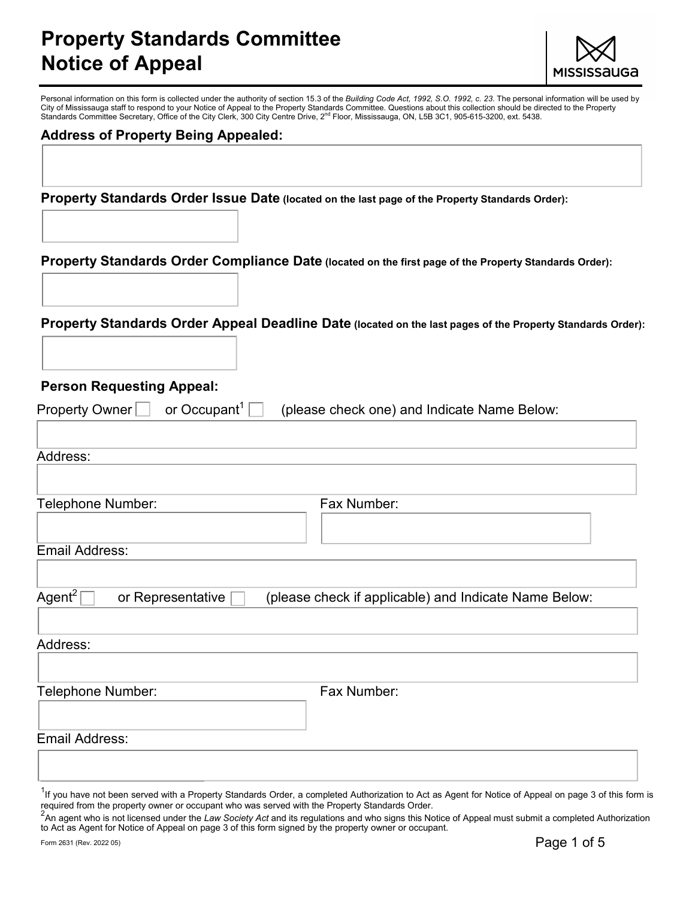# Property Standards Committee Notice of Appeal

MISSISSAUGA

Personal information on this form is collected under the authority of section 15.3 of the *Building Code Act, 1992, S.O. 1992, c. 23*. The personal information will be used by City of Mississauga staff to respond to your Notice of Appeal to the Property Standards Committee. Questions about this collection should be directed to the Property Standards Committee Secretary, Office of the City Clerk, 300 City Centre Drive, 2nd Floor, Mississauga, ON, L5B 3C1, 905-615-3200, ext. 5438.

## Address of Property Being Appealed:

**Property Standards Order Issue Date** (located on the last page of the Property Standards Order):

**Property Standards Order Compliance Date** (located on the first page of the Property Standards Order):

**Property Standards Order Appeal Deadline Date** (located on the last pages of the Property Standards Order):

## Person Requesting Appeal:

Property Owner ☐ or Occupant[1] ☐ (please check one) and Indicate Name Below:

Address:

Telephone Number:

Fax Number:

Email Address:

Agent[2] ☐ or Representative ☐ (please check if applicable) and Indicate Name Below:

Address:

Telephone Number:

Fax Number:

Email Address:

[1] If you have not been served with a Property Standards Order, a completed Authorization to Act as Agent for Notice of Appeal on page 3 of this form is required from the property owner or occupant who was served with the Property Standards Order.

[2] An agent who is not licensed under the *Law Society Act* and its regulations and who signs this Notice of Appeal must submit a completed Authorization to Act as Agent for Notice of Appeal on page 3 of this form signed by the property owner or occupant.

Form 2631 (Rev. 2022 05)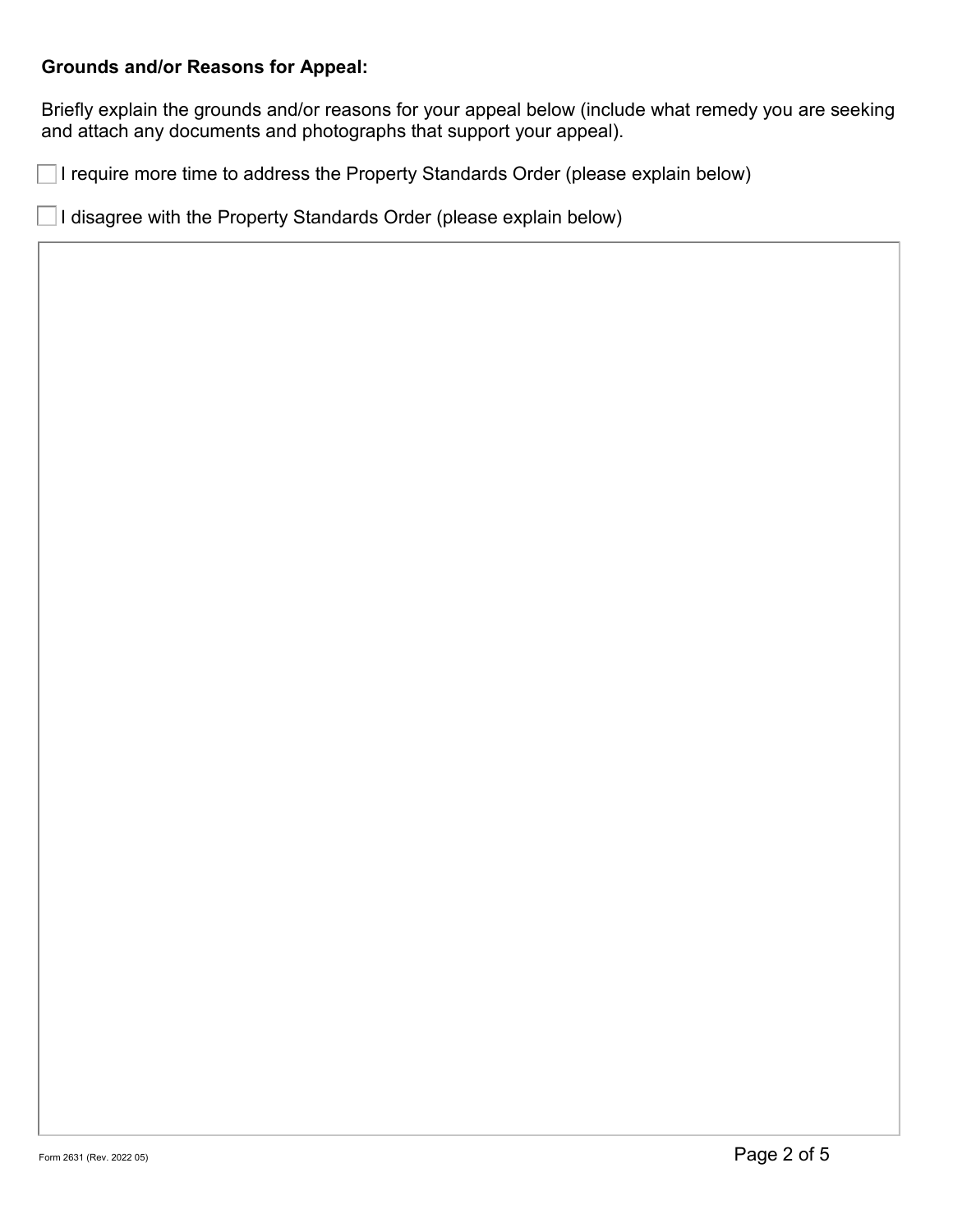**Grounds and/or Reasons for Appeal:**

Briefly explain the grounds and/or reasons for your appeal below (include what remedy you are seeking and attach any documents and photographs that support your appeal).

- [ ] I require more time to address the Property Standards Order (please explain below)
- [ ] I disagree with the Property Standards Order (please explain below)

Form 2631 (Rev. 2022 05)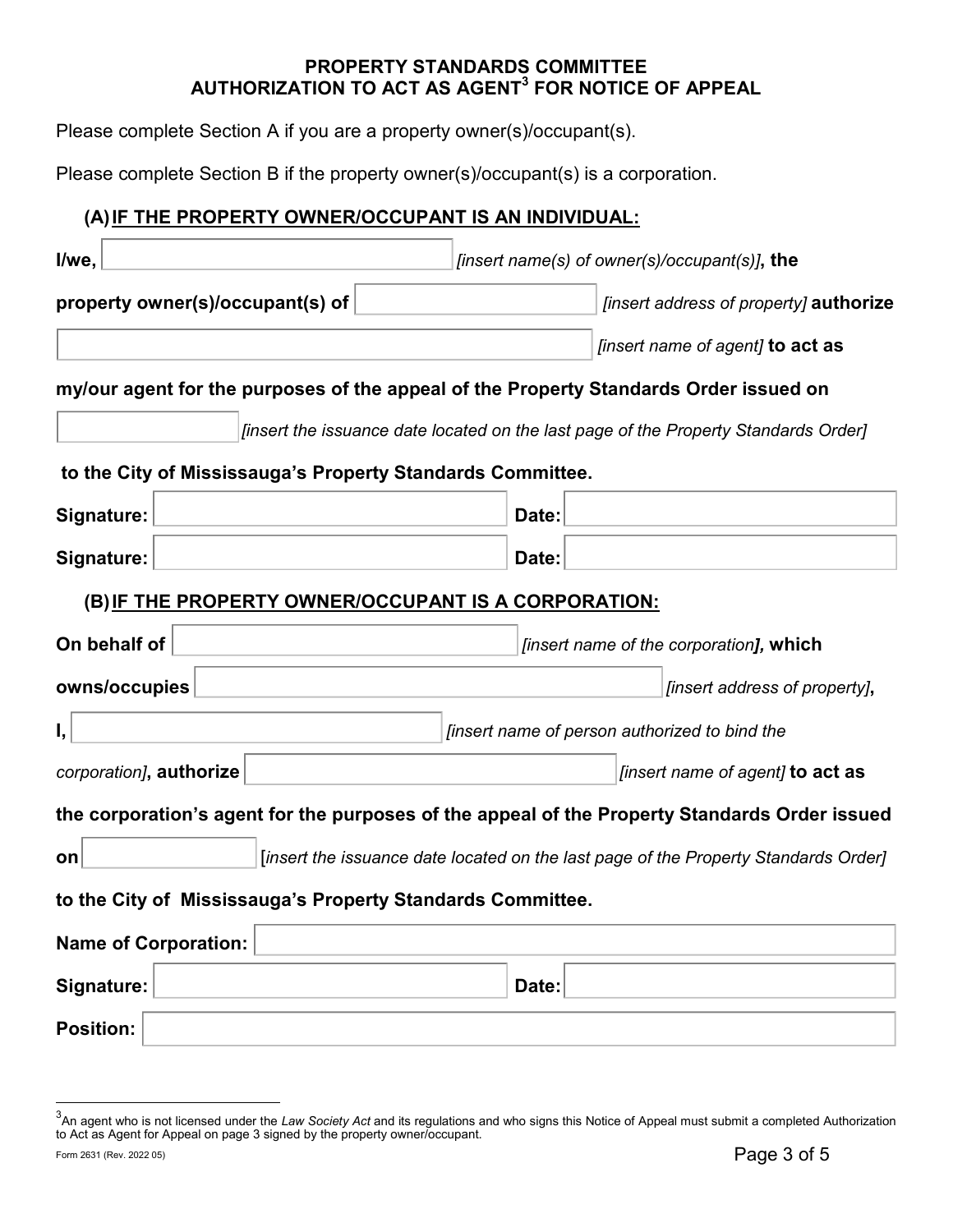# PROPERTY STANDARDS COMMITTEE
# AUTHORIZATION TO ACT AS AGENT[3] FOR NOTICE OF APPEAL

Please complete Section A if you are a property owner(s)/occupant(s).

Please complete Section B if the property owner(s)/occupant(s) is a corporation.

## (A) IF THE PROPERTY OWNER/OCCUPANT IS AN INDIVIDUAL:

**I/we,** ____________________ *[insert name(s) of owner(s)/occupant(s)]*, **the property owner(s)/occupant(s) of** ____________________ *[insert address of property]* **authorize** ____________________ *[insert name of agent]* **to act as my/our agent for the purposes of the appeal of the Property Standards Order issued on** ____________________ *[insert the issuance date located on the last page of the Property Standards Order]* **to the City of Mississauga's Property Standards Committee.**

**Signature:** ____________________ **Date:** ____________________

**Signature:** ____________________ **Date:** ____________________

## (B) IF THE PROPERTY OWNER/OCCUPANT IS A CORPORATION:

**On behalf of** ____________________ *[insert name of the corporation]*, **which owns/occupies** ____________________ *[insert address of property]*, **I,** ____________________ *[insert name of person authorized to bind the corporation]*, **authorize** ____________________ *[insert name of agent]* **to act as the corporation's agent for the purposes of the appeal of the Property Standards Order issued on** ____________________ [*insert the issuance date located on the last page of the Property Standards Order]* **to the City of Mississauga's Property Standards Committee.**

**Name of Corporation:** ____________________

**Signature:** ____________________ **Date:** ____________________

**Position:** ____________________

---

[3] An agent who is not licensed under the *Law Society Act* and its regulations and who signs this Notice of Appeal must submit a completed Authorization to Act as Agent for Appeal on page 3 signed by the property owner/occupant.

Form 2631 (Rev. 2022 05)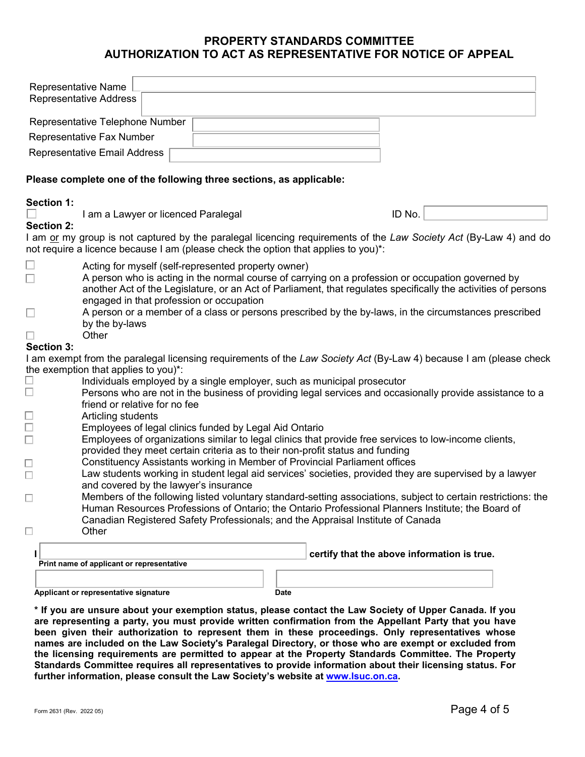# PROPERTY STANDARDS COMMITTEE
# AUTHORIZATION TO ACT AS REPRESENTATIVE FOR NOTICE OF APPEAL

Representative Name

Representative Address

Representative Telephone Number

Representative Fax Number

Representative Email Address

**Please complete one of the following three sections, as applicable:**

**Section 1:**

☐ I am a Lawyer or licenced Paralegal    ID No.

**Section 2:**

I am <u>or</u> my group is not captured by the paralegal licencing requirements of the *Law Society Act* (By-Law 4) and do not require a licence because I am (please check the option that applies to you)*:

- ☐ Acting for myself (self-represented property owner)
- ☐ A person who is acting in the normal course of carrying on a profession or occupation governed by another Act of the Legislature, or an Act of Parliament, that regulates specifically the activities of persons engaged in that profession or occupation
- ☐ A person or a member of a class or persons prescribed by the by-laws, in the circumstances prescribed by the by-laws
- ☐ Other

**Section 3:**

I am exempt from the paralegal licensing requirements of the *Law Society Act* (By-Law 4) because I am (please check the exemption that applies to you)*:

- ☐ Individuals employed by a single employer, such as municipal prosecutor
- ☐ Persons who are not in the business of providing legal services and occasionally provide assistance to a friend or relative for no fee
- ☐ Articling students
- ☐ Employees of legal clinics funded by Legal Aid Ontario
- ☐ Employees of organizations similar to legal clinics that provide free services to low-income clients, provided they meet certain criteria as to their non-profit status and funding
- ☐ Constituency Assistants working in Member of Provincial Parliament offices
- ☐ Law students working in student legal aid services' societies, provided they are supervised by a lawyer and covered by the lawyer's insurance
- ☐ Members of the following listed voluntary standard-setting associations, subject to certain restrictions: the Human Resources Professions of Ontario; the Ontario Professional Planners Institute; the Board of Canadian Registered Safety Professionals; and the Appraisal Institute of Canada
- ☐ Other

**I** ______________________________ **certify that the above information is true.**

**Print name of applicant or representative**

______________________________    ______________________________

**Applicant or representative signature**    **Date**

**\* If you are unsure about your exemption status, please contact the Law Society of Upper Canada. If you are representing a party, you must provide written confirmation from the Appellant Party that you have been given their authorization to represent them in these proceedings. Only representatives whose names are included on the Law Society's Paralegal Directory, or those who are exempt or excluded from the licensing requirements are permitted to appear at the Property Standards Committee. The Property Standards Committee requires all representatives to provide information about their licensing status. For further information, please consult the Law Society's website at [www.lsuc.on.ca](http://www.lsuc.on.ca).**

Form 2631 (Rev. 2022 05)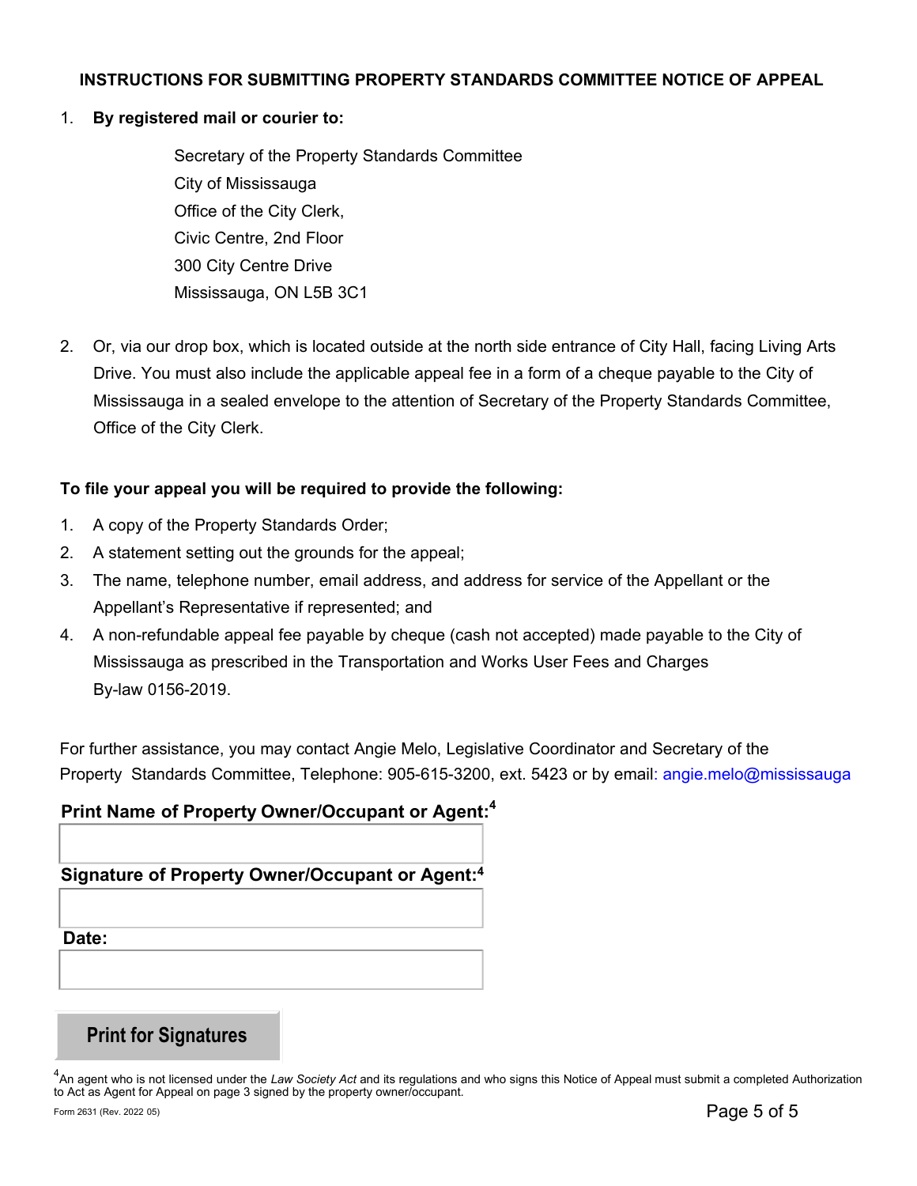## INSTRUCTIONS FOR SUBMITTING PROPERTY STANDARDS COMMITTEE NOTICE OF APPEAL

1. **By registered mail or courier to:**

   Secretary of the Property Standards Committee
   City of Mississauga
   Office of the City Clerk,
   Civic Centre, 2nd Floor
   300 City Centre Drive
   Mississauga, ON L5B 3C1

2. Or, via our drop box, which is located outside at the north side entrance of City Hall, facing Living Arts Drive. You must also include the applicable appeal fee in a form of a cheque payable to the City of Mississauga in a sealed envelope to the attention of Secretary of the Property Standards Committee, Office of the City Clerk.

**To file your appeal you will be required to provide the following:**

1. A copy of the Property Standards Order;
2. A statement setting out the grounds for the appeal;
3. The name, telephone number, email address, and address for service of the Appellant or the Appellant's Representative if represented; and
4. A non-refundable appeal fee payable by cheque (cash not accepted) made payable to the City of Mississauga as prescribed in the Transportation and Works User Fees and Charges By-law 0156-2019.

For further assistance, you may contact Angie Melo, Legislative Coordinator and Secretary of the Property Standards Committee, Telephone: 905-615-3200, ext. 5423 or by email: angie.melo@mississauga

**Print Name of Property Owner/Occupant or Agent:**[4]

**Signature of Property Owner/Occupant or Agent:**[4]

**Date:**

Print for Signatures

[4] An agent who is not licensed under the *Law Society Act* and its regulations and who signs this Notice of Appeal must submit a completed Authorization to Act as Agent for Appeal on page 3 signed by the property owner/occupant.

Form 2631 (Rev. 2022 05)